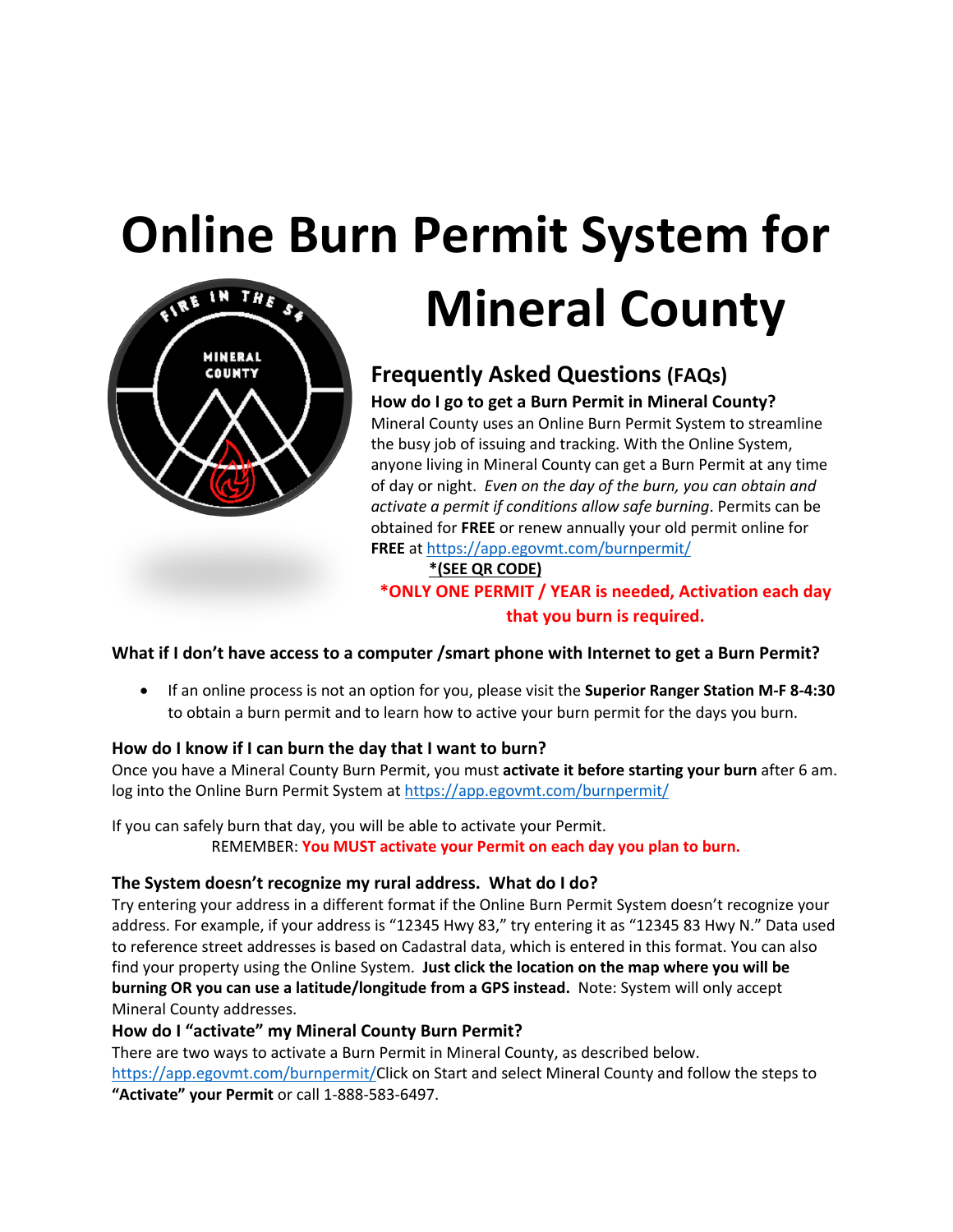# Online Burn Permit System for Mineral County

## Frequently Asked Questions (FAQs)

**How do I go to get a Burn Permit in Mineral County?**

Mineral County uses an Online Burn Permit System to streamline the busy job of issuing and tracking. With the Online System, anyone living in Mineral County can get a Burn Permit at any time of day or night. *Even on the day of the burn, you can obtain and activate a permit if conditions allow safe burning*. Permits can be obtained for **FREE** or renew annually your old permit online for **FREE** at https://app.egovmt.com/burnpermit/

**\*(SEE QR CODE)**

**\*ONLY ONE PERMIT / YEAR is needed, Activation each day that you burn is required.**

**What if I don't have access to a computer /smart phone with Internet to get a Burn Permit?**

- If an online process is not an option for you, please visit the **Superior Ranger Station M-F 8-4:30** to obtain a burn permit and to learn how to active your burn permit for the days you burn.

**How do I know if I can burn the day that I want to burn?**

Once you have a Mineral County Burn Permit, you must **activate it before starting your burn** after 6 am. log into the Online Burn Permit System at https://app.egovmt.com/burnpermit/

If you can safely burn that day, you will be able to activate your Permit.

REMEMBER: **You MUST activate your Permit on each day you plan to burn.**

**The System doesn't recognize my rural address. What do I do?**

Try entering your address in a different format if the Online Burn Permit System doesn't recognize your address. For example, if your address is "12345 Hwy 83," try entering it as "12345 83 Hwy N." Data used to reference street addresses is based on Cadastral data, which is entered in this format. You can also find your property using the Online System. **Just click the location on the map where you will be burning OR you can use a latitude/longitude from a GPS instead.** Note: System will only accept Mineral County addresses.

**How do I "activate" my Mineral County Burn Permit?**

There are two ways to activate a Burn Permit in Mineral County, as described below. https://app.egovmt.com/burnpermit/Click on Start and select Mineral County and follow the steps to **"Activate" your Permit** or call 1-888-583-6497.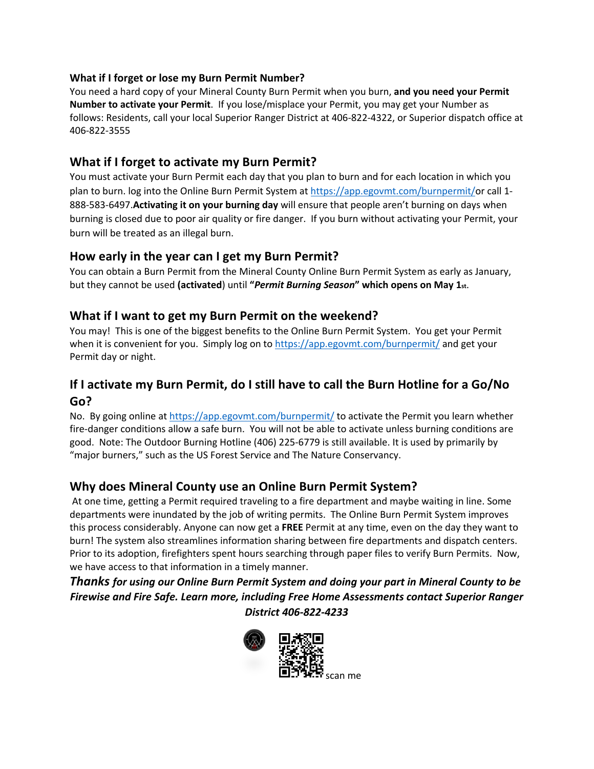**What if I forget or lose my Burn Permit Number?**

You need a hard copy of your Mineral County Burn Permit when you burn, **and you need your Permit Number to activate your Permit**. If you lose/misplace your Permit, you may get your Number as follows: Residents, call your local Superior Ranger District at 406-822-4322, or Superior dispatch office at 406-822-3555

## What if I forget to activate my Burn Permit?

You must activate your Burn Permit each day that you plan to burn and for each location in which you plan to burn. log into the Online Burn Permit System at https://app.egovmt.com/burnpermit/or call 1-888-583-6497.**Activating it on your burning day** will ensure that people aren't burning on days when burning is closed due to poor air quality or fire danger. If you burn without activating your Permit, your burn will be treated as an illegal burn.

## How early in the year can I get my Burn Permit?

You can obtain a Burn Permit from the Mineral County Online Burn Permit System as early as January, but they cannot be used **(activated)** until **"*Permit Burning Season*" which opens on May 1st.**

## What if I want to get my Burn Permit on the weekend?

You may! This is one of the biggest benefits to the Online Burn Permit System. You get your Permit when it is convenient for you. Simply log on to https://app.egovmt.com/burnpermit/ and get your Permit day or night.

## If I activate my Burn Permit, do I still have to call the Burn Hotline for a Go/No Go?

No. By going online at https://app.egovmt.com/burnpermit/ to activate the Permit you learn whether fire-danger conditions allow a safe burn. You will not be able to activate unless burning conditions are good. Note: The Outdoor Burning Hotline (406) 225-6779 is still available. It is used by primarily by "major burners," such as the US Forest Service and The Nature Conservancy.

## Why does Mineral County use an Online Burn Permit System?

At one time, getting a Permit required traveling to a fire department and maybe waiting in line. Some departments were inundated by the job of writing permits. The Online Burn Permit System improves this process considerably. Anyone can now get a **FREE** Permit at any time, even on the day they want to burn! The system also streamlines information sharing between fire departments and dispatch centers. Prior to its adoption, firefighters spent hours searching through paper files to verify Burn Permits. Now, we have access to that information in a timely manner.

***Thanks for using our Online Burn Permit System and doing your part in Mineral County to be Firewise and Fire Safe. Learn more, including Free Home Assessments contact Superior Ranger District 406-822-4233***

scan me